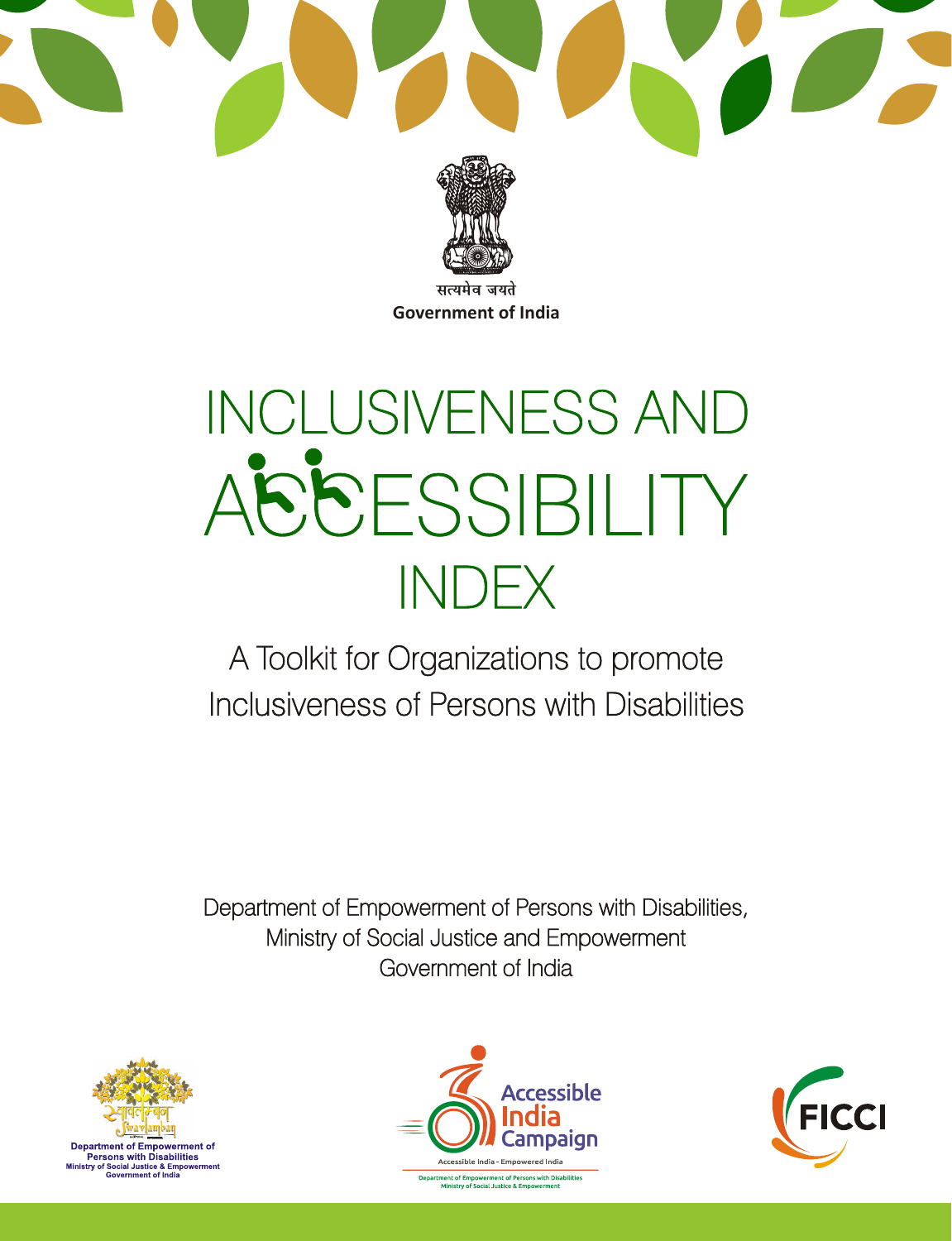सत्यमेव जयते

**Government of India**

# INCLUSIVENESS AND ACCESSIBILITY INDEX

## A Toolkit for Organizations to promote Inclusiveness of Persons with Disabilities

Department of Empowerment of Persons with Disabilities,
Ministry of Social Justice and Empowerment
Government of India

Department of Empowerment of Persons with Disabilities
Ministry of Social Justice & Empowerment
Government of India

Accessible India Campaign
Accessible India - Empowered India
Department of Empowerment of Persons with Disabilities
Ministry of Social Justice & Empowerment

FICCI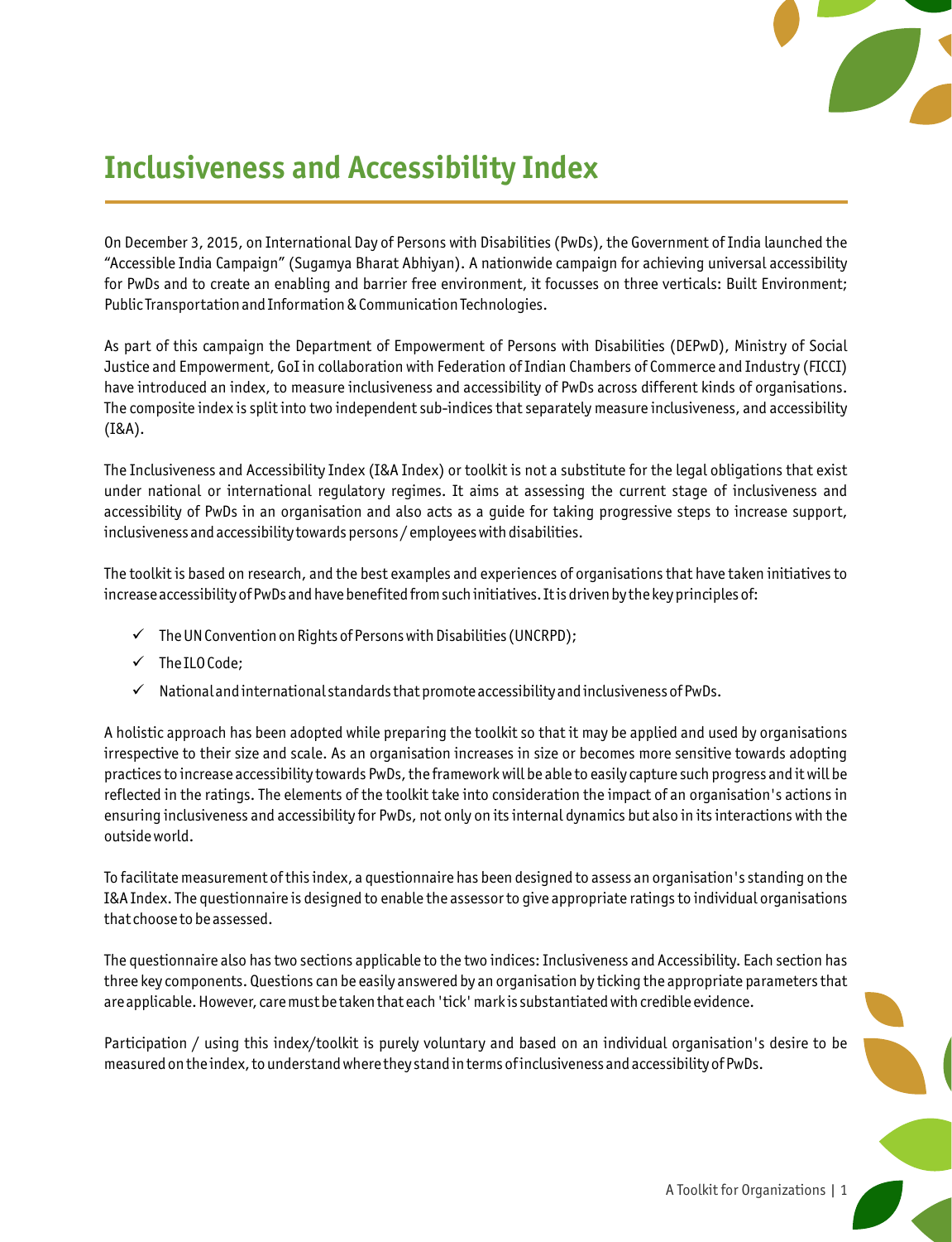# Inclusiveness and Accessibility Index

On December 3, 2015, on International Day of Persons with Disabilities (PwDs), the Government of India launched the "Accessible India Campaign" (Sugamya Bharat Abhiyan). A nationwide campaign for achieving universal accessibility for PwDs and to create an enabling and barrier free environment, it focusses on three verticals: Built Environment; Public Transportation and Information & Communication Technologies.

As part of this campaign the Department of Empowerment of Persons with Disabilities (DEPwD), Ministry of Social Justice and Empowerment, GoI in collaboration with Federation of Indian Chambers of Commerce and Industry (FICCI) have introduced an index, to measure inclusiveness and accessibility of PwDs across different kinds of organisations. The composite index is split into two independent sub-indices that separately measure inclusiveness, and accessibility (I&A).

The Inclusiveness and Accessibility Index (I&A Index) or toolkit is not a substitute for the legal obligations that exist under national or international regulatory regimes. It aims at assessing the current stage of inclusiveness and accessibility of PwDs in an organisation and also acts as a guide for taking progressive steps to increase support, inclusiveness and accessibility towards persons / employees with disabilities.

The toolkit is based on research, and the best examples and experiences of organisations that have taken initiatives to increase accessibility of PwDs and have benefited from such initiatives. It is driven by the key principles of:

- ✓ The UN Convention on Rights of Persons with Disabilities (UNCRPD);
- ✓ The ILO Code;
- ✓ National and international standards that promote accessibility and inclusiveness of PwDs.

A holistic approach has been adopted while preparing the toolkit so that it may be applied and used by organisations irrespective to their size and scale. As an organisation increases in size or becomes more sensitive towards adopting practices to increase accessibility towards PwDs, the framework will be able to easily capture such progress and it will be reflected in the ratings. The elements of the toolkit take into consideration the impact of an organisation's actions in ensuring inclusiveness and accessibility for PwDs, not only on its internal dynamics but also in its interactions with the outside world.

To facilitate measurement of this index, a questionnaire has been designed to assess an organisation's standing on the I&A Index. The questionnaire is designed to enable the assessor to give appropriate ratings to individual organisations that choose to be assessed.

The questionnaire also has two sections applicable to the two indices: Inclusiveness and Accessibility. Each section has three key components. Questions can be easily answered by an organisation by ticking the appropriate parameters that are applicable. However, care must be taken that each 'tick' mark is substantiated with credible evidence.

Participation / using this index/toolkit is purely voluntary and based on an individual organisation's desire to be measured on the index, to understand where they stand in terms of inclusiveness and accessibility of PwDs.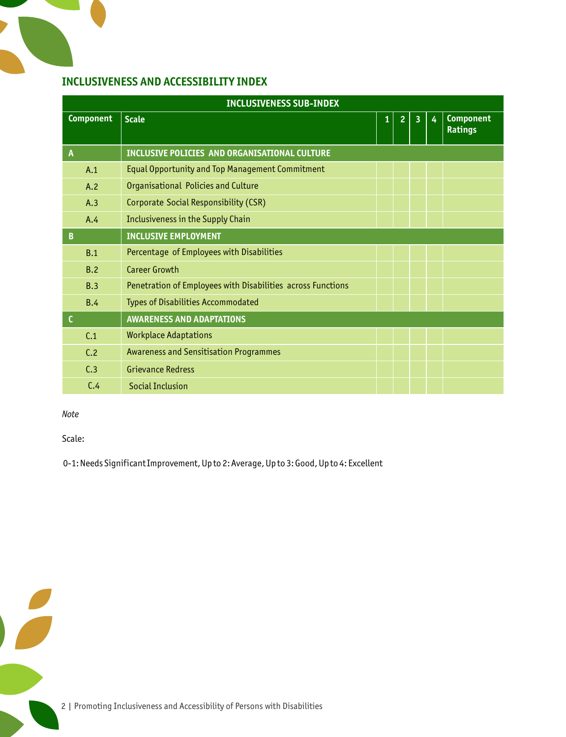## INCLUSIVENESS AND ACCESSIBILITY INDEX

| INCLUSIVENESS SUB-INDEX | | | | | | |
|---|---|---|---|---|---|---|
| **Component** | **Scale** | **1** | **2** | **3** | **4** | **Component Ratings** |
| **A** | **INCLUSIVE POLICIES AND ORGANISATIONAL CULTURE** | | | | | |
| A.1 | Equal Opportunity and Top Management Commitment | | | | | |
| A.2 | Organisational Policies and Culture | | | | | |
| A.3 | Corporate Social Responsibility (CSR) | | | | | |
| A.4 | Inclusiveness in the Supply Chain | | | | | |
| **B** | **INCLUSIVE EMPLOYMENT** | | | | | |
| B.1 | Percentage of Employees with Disabilities | | | | | |
| B.2 | Career Growth | | | | | |
| B.3 | Penetration of Employees with Disabilities across Functions | | | | | |
| B.4 | Types of Disabilities Accommodated | | | | | |
| **C** | **AWARENESS AND ADAPTATIONS** | | | | | |
| C.1 | Workplace Adaptations | | | | | |
| C.2 | Awareness and Sensitisation Programmes | | | | | |
| C.3 | Grievance Redress | | | | | |
| C.4 | Social Inclusion | | | | | |

*Note*

Scale:

0-1: Needs Significant Improvement, Up to 2: Average, Up to 3: Good, Up to 4: Excellent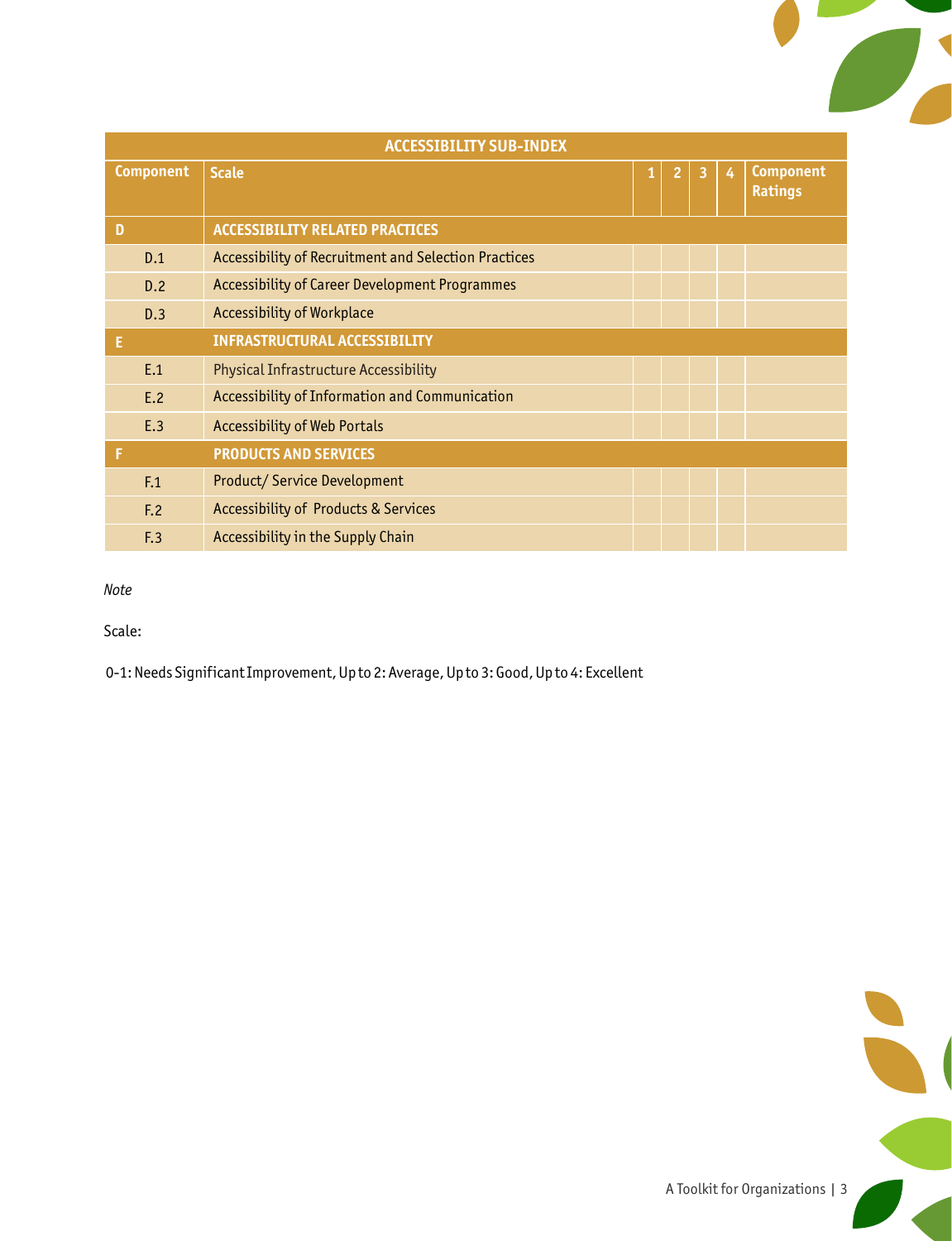| ACCESSIBILITY SUB-INDEX | | | | | | |
|---|---|---|---|---|---|---|
| **Component** | **Scale** | **1** | **2** | **3** | **4** | **Component Ratings** |
| **D** | **ACCESSIBILITY RELATED PRACTICES** | | | | | |
| D.1 | Accessibility of Recruitment and Selection Practices | | | | | |
| D.2 | Accessibility of Career Development Programmes | | | | | |
| D.3 | Accessibility of Workplace | | | | | |
| **E** | **INFRASTRUCTURAL ACCESSIBILITY** | | | | | |
| E.1 | Physical Infrastructure Accessibility | | | | | |
| E.2 | Accessibility of Information and Communication | | | | | |
| E.3 | Accessibility of Web Portals | | | | | |
| **F** | **PRODUCTS AND SERVICES** | | | | | |
| F.1 | Product/ Service Development | | | | | |
| F.2 | Accessibility of Products & Services | | | | | |
| F.3 | Accessibility in the Supply Chain | | | | | |

*Note*

Scale:

0-1: Needs Significant Improvement, Up to 2: Average, Up to 3: Good, Up to 4: Excellent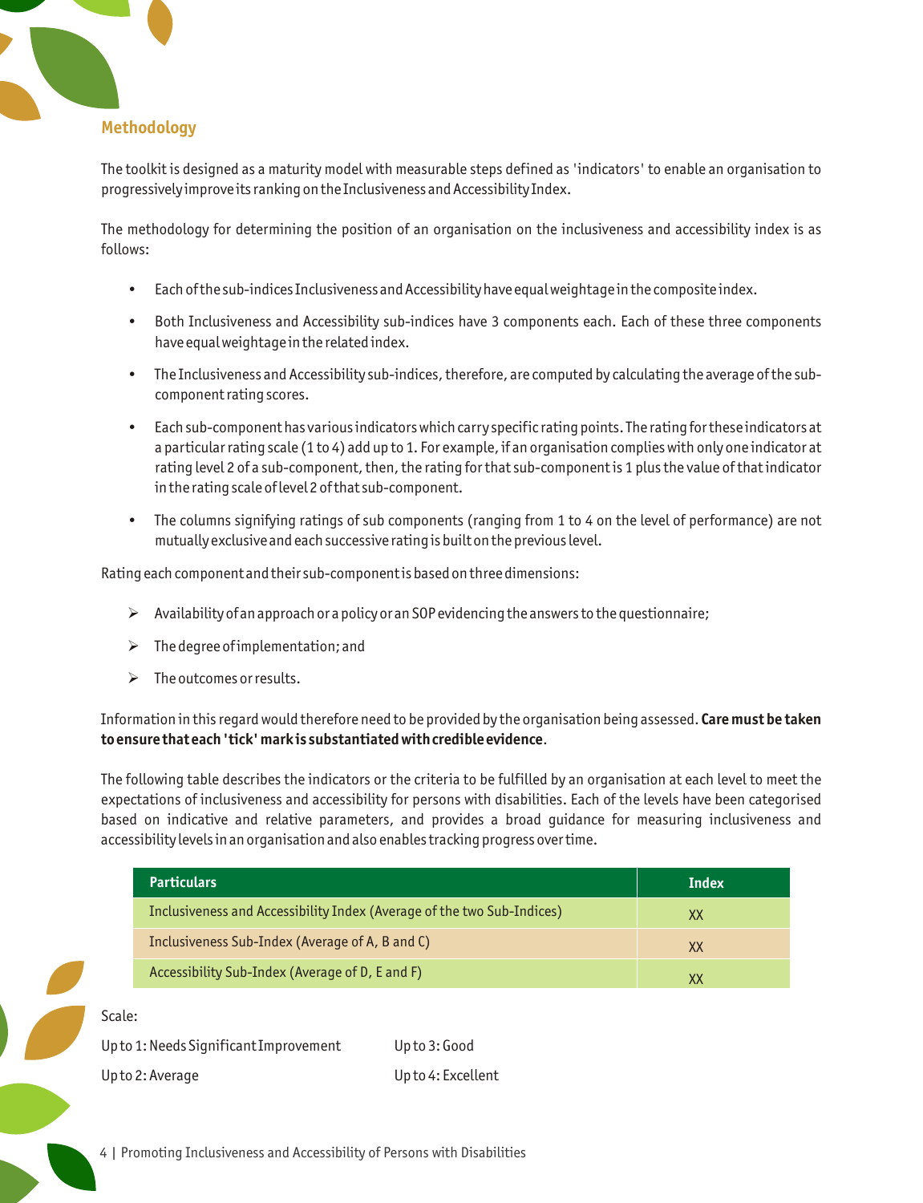## Methodology

The toolkit is designed as a maturity model with measurable steps defined as 'indicators' to enable an organisation to progressively improve its ranking on the Inclusiveness and Accessibility Index.

The methodology for determining the position of an organisation on the inclusiveness and accessibility index is as follows:

- Each of the sub-indices Inclusiveness and Accessibility have equal weightage in the composite index.
- Both Inclusiveness and Accessibility sub-indices have 3 components each. Each of these three components have equal weightage in the related index.
- The Inclusiveness and Accessibility sub-indices, therefore, are computed by calculating the average of the sub-component rating scores.
- Each sub-component has various indicators which carry specific rating points. The rating for these indicators at a particular rating scale (1 to 4) add up to 1. For example, if an organisation complies with only one indicator at rating level 2 of a sub-component, then, the rating for that sub-component is 1 plus the value of that indicator in the rating scale of level 2 of that sub-component.
- The columns signifying ratings of sub components (ranging from 1 to 4 on the level of performance) are not mutually exclusive and each successive rating is built on the previous level.

Rating each component and their sub-component is based on three dimensions:

- Availability of an approach or a policy or an SOP evidencing the answers to the questionnaire;
- The degree of implementation; and
- The outcomes or results.

Information in this regard would therefore need to be provided by the organisation being assessed. **Care must be taken to ensure that each 'tick' mark is substantiated with credible evidence**.

The following table describes the indicators or the criteria to be fulfilled by an organisation at each level to meet the expectations of inclusiveness and accessibility for persons with disabilities. Each of the levels have been categorised based on indicative and relative parameters, and provides a broad guidance for measuring inclusiveness and accessibility levels in an organisation and also enables tracking progress over time.

| Particulars | Index |
|---|---|
| Inclusiveness and Accessibility Index (Average of the two Sub-Indices) | XX |
| Inclusiveness Sub-Index (Average of A, B and C) | XX |
| Accessibility Sub-Index (Average of D, E and F) | XX |

Scale:

Up to 1: Needs Significant Improvement

Up to 2: Average

Up to 3: Good

Up to 4: Excellent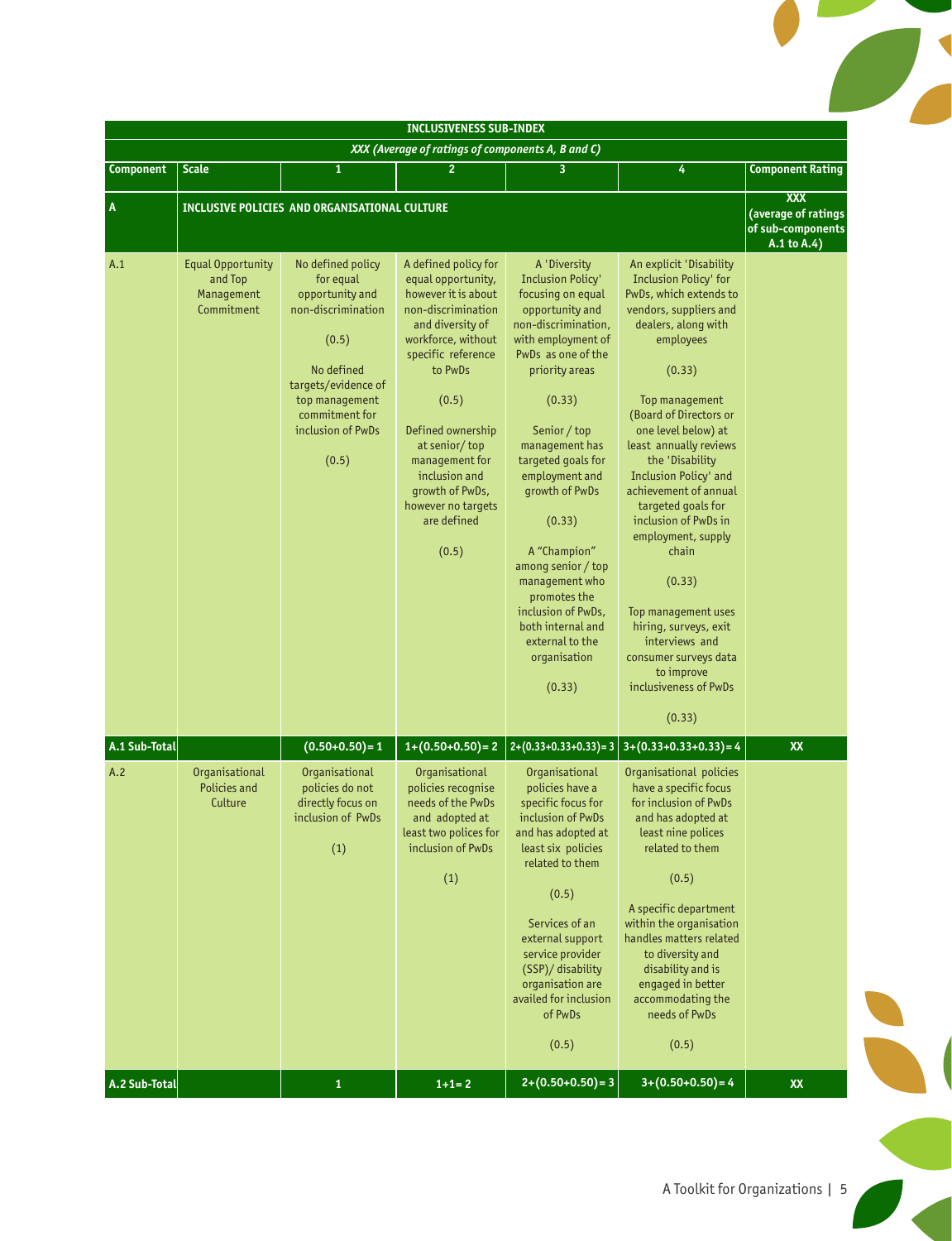| INCLUSIVENESS SUB-INDEX | | | | | | |
|---|---|---|---|---|---|---|
| *XXX (Average of ratings of components A, B and C)* | | | | | | |
| **Component** | **Scale** | **1** | **2** | **3** | **4** | **Component Rating** |
| **A** | **INCLUSIVE POLICIES AND ORGANISATIONAL CULTURE** | | | | | **XXX (average of ratings of sub-components A.1 to A.4)** |
| A.1 | Equal Opportunity and Top Management Commitment | No defined policy for equal opportunity and non-discrimination (0.5) No defined targets/evidence of top management commitment for inclusion of PwDs (0.5) | A defined policy for equal opportunity, however it is about non-discrimination and diversity of workforce, without specific reference to PwDs (0.5) Defined ownership at senior/ top management for inclusion and growth of PwDs, however no targets are defined (0.5) | A 'Diversity Inclusion Policy' focusing on equal opportunity and non-discrimination, with employment of PwDs as one of the priority areas (0.33) Senior / top management has targeted goals for employment and growth of PwDs (0.33) A "Champion" among senior / top management who promotes the inclusion of PwDs, both internal and external to the organisation (0.33) | An explicit 'Disability Inclusion Policy' for PwDs, which extends to vendors, suppliers and dealers, along with employees (0.33) Top management (Board of Directors or one level below) at least annually reviews the 'Disability Inclusion Policy' and achievement of annual targeted goals for inclusion of PwDs in employment, supply chain (0.33) Top management uses hiring, surveys, exit interviews and consumer surveys data to improve inclusiveness of PwDs (0.33) | |
| **A.1 Sub-Total** | | (0.50+0.50)= 1 | 1+(0.50+0.50)= 2 | 2+(0.33+0.33+0.33)= 3 | 3+(0.33+0.33+0.33)= 4 | **XX** |
| A.2 | Organisational Policies and Culture | Organisational policies do not directly focus on inclusion of PwDs (1) | Organisational policies recognise needs of the PwDs and adopted at least two polices for inclusion of PwDs (1) | Organisational policies have a specific focus for inclusion of PwDs and has adopted at least six policies related to them (0.5) Services of an external support service provider (SSP)/ disability organisation are availed for inclusion of PwDs (0.5) | Organisational policies have a specific focus for inclusion of PwDs and has adopted at least nine polices related to them (0.5) A specific department within the organisation handles matters related to diversity and disability and is engaged in better accommodating the needs of PwDs (0.5) | |
| **A.2 Sub-Total** | | 1 | 1+1= 2 | 2+(0.50+0.50)= 3 | 3+(0.50+0.50)= 4 | **XX** |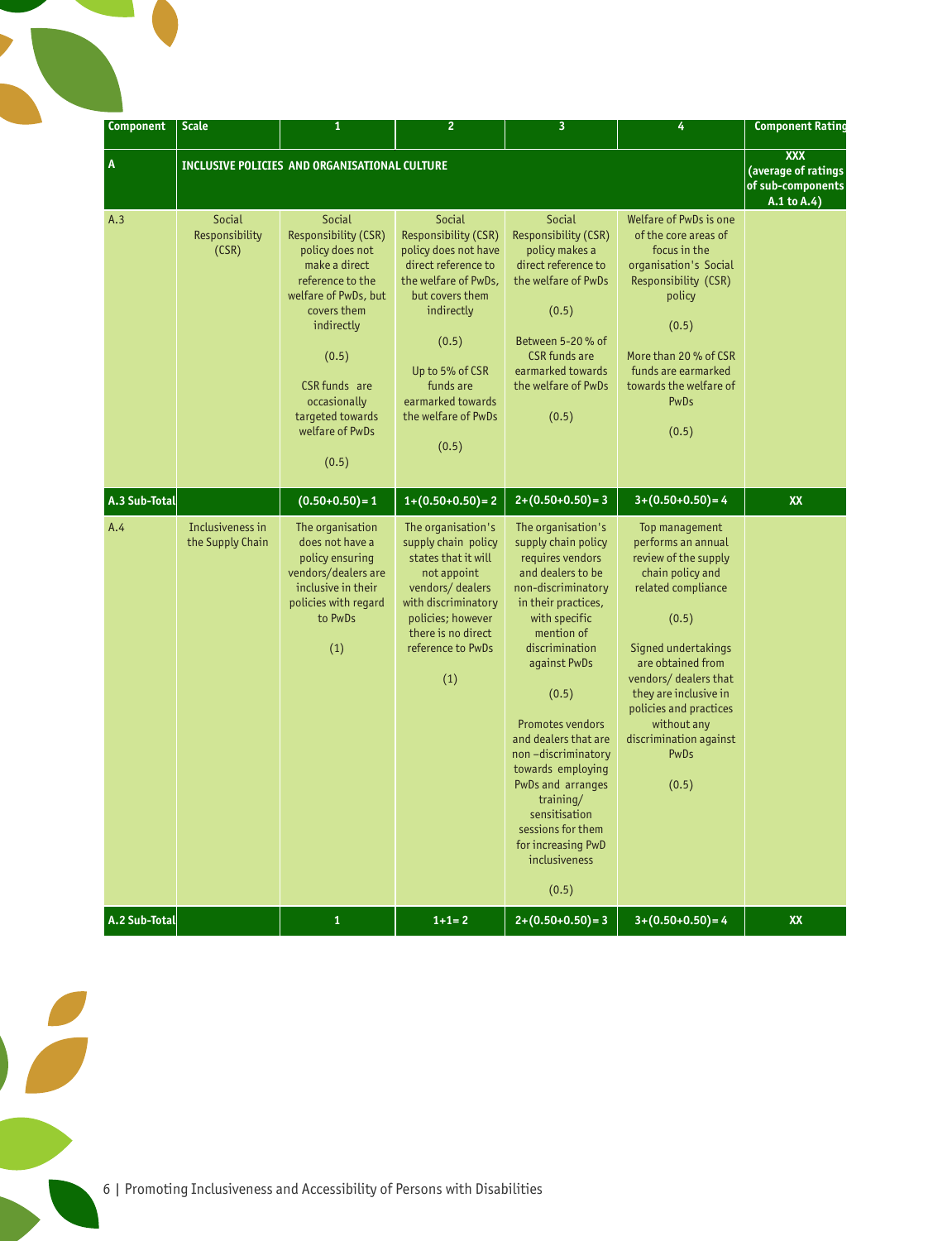| Component | Scale | 1 | 2 | 3 | 4 | Component Rating |
|---|---|---|---|---|---|---|
| **A** | **INCLUSIVE POLICIES AND ORGANISATIONAL CULTURE** | | | | | **XXX (average of ratings of sub-components A.1 to A.4)** |
| A.3 | Social Responsibility (CSR) | Social Responsibility (CSR) policy does not make a direct reference to the welfare of PwDs, but covers them indirectly (0.5) CSR funds are occasionally targeted towards welfare of PwDs (0.5) | Social Responsibility (CSR) policy does not have direct reference to the welfare of PwDs, but covers them indirectly (0.5) Up to 5% of CSR funds are earmarked towards the welfare of PwDs (0.5) | Social Responsibility (CSR) policy makes a direct reference to the welfare of PwDs (0.5) Between 5-20 % of CSR funds are earmarked towards the welfare of PwDs (0.5) | Welfare of PwDs is one of the core areas of focus in the organisation's Social Responsibility (CSR) policy (0.5) More than 20 % of CSR funds are earmarked towards the welfare of PwDs (0.5) | |
| **A.3 Sub-Total** | | **(0.50+0.50)= 1** | **1+(0.50+0.50)= 2** | **2+(0.50+0.50)= 3** | **3+(0.50+0.50)= 4** | **XX** |
| A.4 | Inclusiveness in the Supply Chain | The organisation does not have a policy ensuring vendors/dealers are inclusive in their policies with regard to PwDs (1) | The organisation's supply chain policy states that it will not appoint vendors/ dealers with discriminatory policies; however there is no direct reference to PwDs (1) | The organisation's supply chain policy requires vendors and dealers to be non-discriminatory in their practices, with specific mention of discrimination against PwDs (0.5) Promotes vendors and dealers that are non –discriminatory towards employing PwDs and arranges training/ sensitisation sessions for them for increasing PwD inclusiveness (0.5) | Top management performs an annual review of the supply chain policy and related compliance (0.5) Signed undertakings are obtained from vendors/ dealers that they are inclusive in policies and practices without any discrimination against PwDs (0.5) | |
| **A.2 Sub-Total** | | **1** | **1+1= 2** | **2+(0.50+0.50)= 3** | **3+(0.50+0.50)= 4** | **XX** |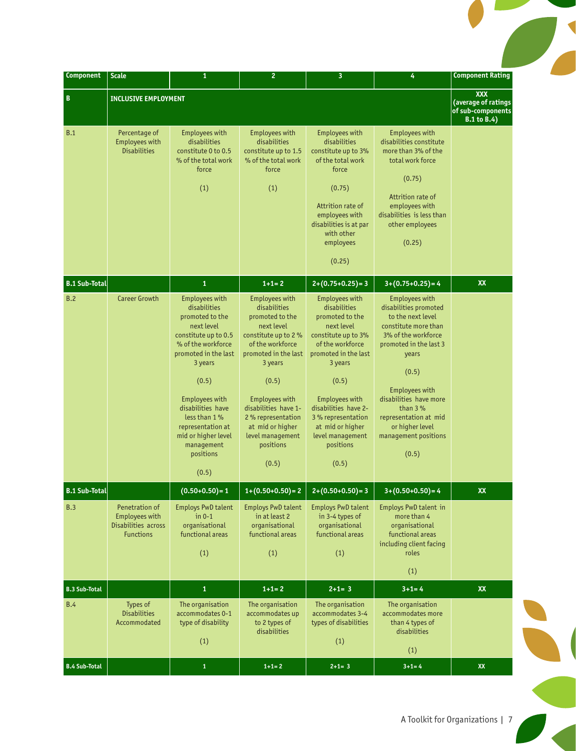| Component | Scale | 1 | 2 | 3 | 4 | Component Rating |
|---|---|---|---|---|---|---|
| **B** | **INCLUSIVE EMPLOYMENT** | | | | | **XXX (average of ratings of sub-components B.1 to B.4)** |
| B.1 | Percentage of Employees with Disabilities | Employees with disabilities constitute 0 to 0.5 % of the total work force (1) | Employees with disabilities constitute up to 1.5 % of the total work force (1) | Employees with disabilities constitute up to 3% of the total work force (0.75) Attrition rate of employees with disabilities is at par with other employees (0.25) | Employees with disabilities constitute more than 3% of the total work force (0.75) Attrition rate of employees with disabilities is less than other employees (0.25) | |
| **B.1 Sub-Total** | | **1** | **1+1= 2** | **2+(0.75+0.25)= 3** | **3+(0.75+0.25)= 4** | **XX** |
| B.2 | Career Growth | Employees with disabilities promoted to the next level constitute up to 0.5 % of the workforce promoted in the last 3 years (0.5) Employees with disabilities have less than 1 % representation at mid or higher level management positions (0.5) | Employees with disabilities promoted to the next level constitute up to 2 % of the workforce promoted in the last 3 years (0.5) Employees with disabilities have 1-2 % representation at mid or higher level management positions (0.5) | Employees with disabilities promoted to the next level constitute up to 3% of the workforce promoted in the last 3 years (0.5) Employees with disabilities have 2-3 % representation at mid or higher level management positions (0.5) | Employees with disabilities promoted to the next level constitute more than 3% of the workforce promoted in the last 3 years (0.5) Employees with disabilities have more than 3 % representation at mid or higher level management positions (0.5) | |
| **B.1 Sub-Total** | | **(0.50+0.50)= 1** | **1+(0.50+0.50)= 2** | **2+(0.50+0.50)= 3** | **3+(0.50+0.50)= 4** | **XX** |
| B.3 | Penetration of Employees with Disabilities across Functions | Employs PwD talent in 0-1 organisational functional areas (1) | Employs PwD talent in at least 2 organisational functional areas (1) | Employs PwD talent in 3-4 types of organisational functional areas (1) | Employs PwD talent in more than 4 organisational functional areas including client facing roles (1) | |
| **B.3 Sub-Total** | | **1** | **1+1= 2** | **2+1= 3** | **3+1= 4** | **XX** |
| B.4 | Types of Disabilities Accommodated | The organisation accommodates 0-1 type of disability (1) | The organisation accommodates up to 2 types of disabilities | The organisation accommodates 3-4 types of disabilities (1) | The organisation accommodates more than 4 types of disabilities (1) | |
| **B.4 Sub-Total** | | **1** | **1+1= 2** | **2+1= 3** | **3+1= 4** | **XX** |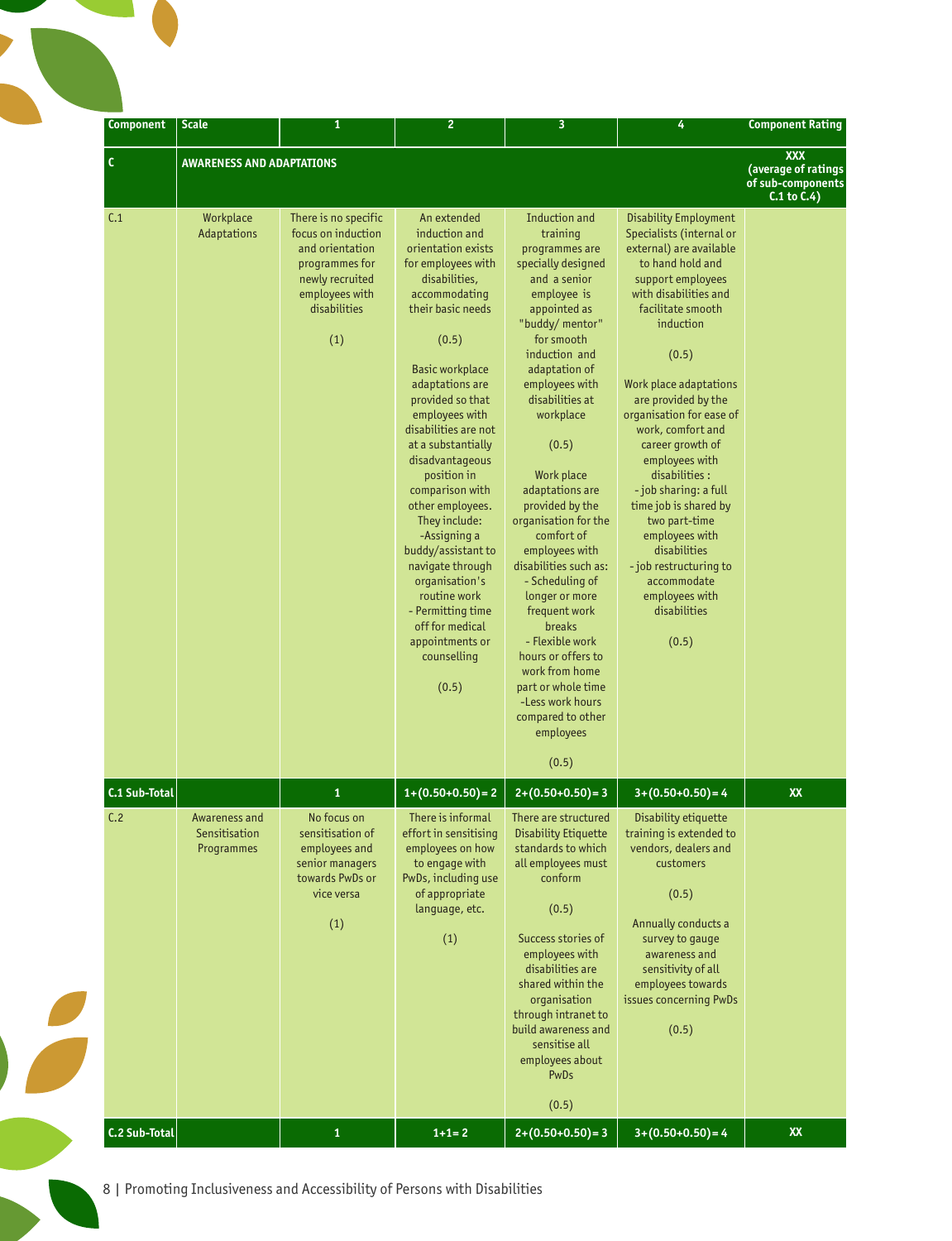| Component | Scale | 1 | 2 | 3 | 4 | Component Rating |
|---|---|---|---|---|---|---|
| C | AWARENESS AND ADAPTATIONS | | | | | XXX (average of ratings of sub-components C.1 to C.4) |
| C.1 | Workplace Adaptations | There is no specific focus on induction and orientation programmes for newly recruited employees with disabilities<br><br>(1) | An extended induction and orientation exists for employees with disabilities, accommodating their basic needs<br><br>(0.5)<br><br>Basic workplace adaptations are provided so that employees with disabilities are not at a substantially disadvantageous position in comparison with other employees. They include:<br>-Assigning a buddy/assistant to navigate through organisation's routine work<br>- Permitting time off for medical appointments or counselling<br><br>(0.5) | Induction and training programmes are specially designed and a senior employee is appointed as "buddy/ mentor" for smooth induction and adaptation of employees with disabilities at workplace<br><br>(0.5)<br><br>Work place adaptations are provided by the organisation for the comfort of employees with disabilities such as:<br>- Scheduling of longer or more frequent work breaks<br>- Flexible work hours or offers to work from home part or whole time<br>-Less work hours compared to other employees<br><br>(0.5) | Disability Employment Specialists (internal or external) are available to hand hold and support employees with disabilities and facilitate smooth induction<br><br>(0.5)<br><br>Work place adaptations are provided by the organisation for ease of work, comfort and career growth of employees with disabilities :<br>- job sharing: a full time job is shared by two part-time employees with disabilities<br>- job restructuring to accommodate employees with disabilities<br><br>(0.5) | |
| C.1 Sub-Total | | 1 | 1+(0.50+0.50)= 2 | 2+(0.50+0.50)= 3 | 3+(0.50+0.50)= 4 | XX |
| C.2 | Awareness and Sensitisation Programmes | No focus on sensitisation of employees and senior managers towards PwDs or vice versa<br><br>(1) | There is informal effort in sensitising employees on how to engage with PwDs, including use of appropriate language, etc.<br><br>(1) | There are structured Disability Etiquette standards to which all employees must conform<br><br>(0.5)<br><br>Success stories of employees with disabilities are shared within the organisation through intranet to build awareness and sensitise all employees about PwDs<br><br>(0.5) | Disability etiquette training is extended to vendors, dealers and customers<br><br>(0.5)<br><br>Annually conducts a survey to gauge awareness and sensitivity of all employees towards issues concerning PwDs<br><br>(0.5) | |
| C.2 Sub-Total | | 1 | 1+1= 2 | 2+(0.50+0.50)= 3 | 3+(0.50+0.50)= 4 | XX |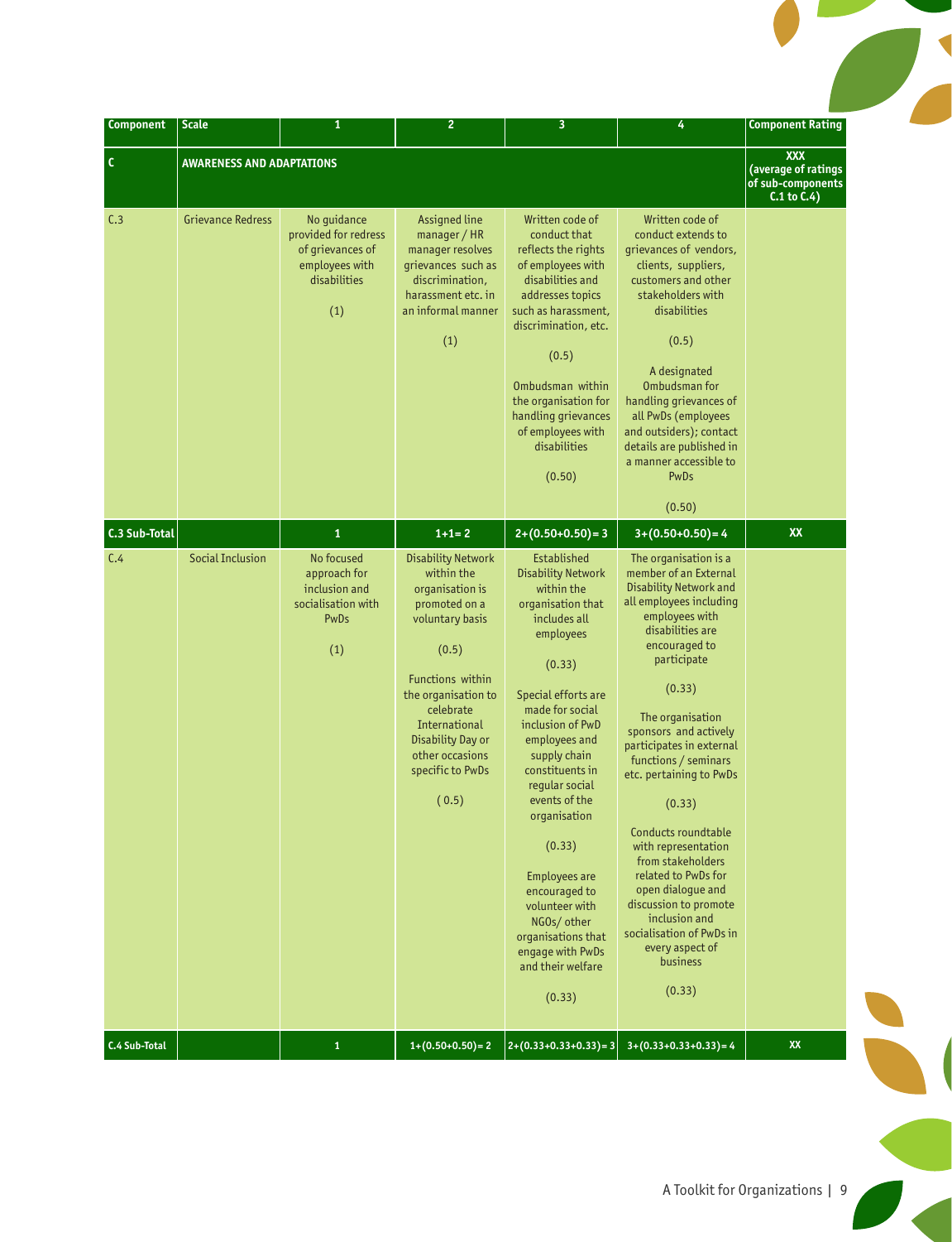| Component | Scale | 1 | 2 | 3 | 4 | Component Rating |
|---|---|---|---|---|---|---|
| C | AWARENESS AND ADAPTATIONS | | | | | XXX (average of ratings of sub-components C.1 to C.4) |
| C.3 | Grievance Redress | No guidance provided for redress of grievances of employees with disabilities (1) | Assigned line manager / HR manager resolves grievances such as discrimination, harassment etc. in an informal manner (1) | Written code of conduct that reflects the rights of employees with disabilities and addresses topics such as harassment, discrimination, etc. (0.5) Ombudsman within the organisation for handling grievances of employees with disabilities (0.50) | Written code of conduct extends to grievances of vendors, clients, suppliers, customers and other stakeholders with disabilities (0.5) A designated Ombudsman for handling grievances of all PwDs (employees and outsiders); contact details are published in a manner accessible to PwDs (0.50) | |
| C.3 Sub-Total | | 1 | 1+1= 2 | 2+(0.50+0.50)= 3 | 3+(0.50+0.50)= 4 | XX |
| C.4 | Social Inclusion | No focused approach for inclusion and socialisation with PwDs (1) | Disability Network within the organisation is promoted on a voluntary basis (0.5) Functions within the organisation to celebrate International Disability Day or other occasions specific to PwDs ( 0.5) | Established Disability Network within the organisation that includes all employees (0.33) Special efforts are made for social inclusion of PwD employees and supply chain constituents in regular social events of the organisation (0.33) Employees are encouraged to volunteer with NGOs/ other organisations that engage with PwDs and their welfare (0.33) | The organisation is a member of an External Disability Network and all employees including employees with disabilities are encouraged to participate (0.33) The organisation sponsors and actively participates in external functions / seminars etc. pertaining to PwDs (0.33) Conducts roundtable with representation from stakeholders related to PwDs for open dialogue and discussion to promote inclusion and socialisation of PwDs in every aspect of business (0.33) | |
| C.4 Sub-Total | | 1 | 1+(0.50+0.50)= 2 | 2+(0.33+0.33+0.33)= 3 | 3+(0.33+0.33+0.33)= 4 | XX |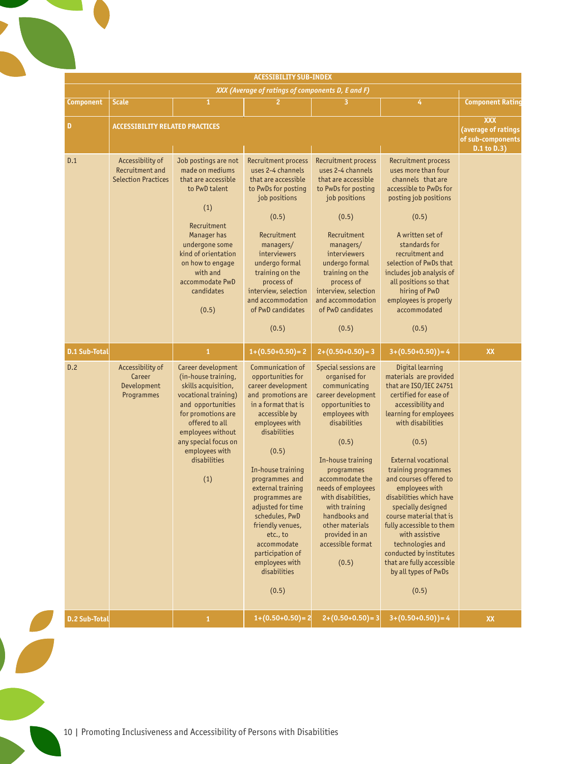| ACCESSIBILITY SUB-INDEX | | | | | | |
|---|---|---|---|---|---|---|
| *XXX (Average of ratings of components D, E and F)* | | | | | | |
| **Component** | **Scale** | **1** | **2** | **3** | **4** | **Component Rating** |
| **D** | **ACCESSIBILITY RELATED PRACTICES** | | | | | **XXX (average of ratings of sub-components D.1 to D.3)** |
| D.1 | Accessibility of Recruitment and Selection Practices | Job postings are not made on mediums that are accessible to PwD talent (1) Recruitment Manager has undergone some kind of orientation on how to engage with and accommodate PwD candidates (0.5) | Recruitment process uses 2-4 channels that are accessible to PwDs for posting job positions (0.5) Recruitment managers/ interviewers undergo formal training on the process of interview, selection and accommodation of PwD candidates (0.5) | Recruitment process uses 2-4 channels that are accessible to PwDs for posting job positions (0.5) Recruitment managers/ interviewers undergo formal training on the process of interview, selection and accommodation of PwD candidates (0.5) | Recruitment process uses more than four channels that are accessible to PwDs for posting job positions (0.5) A written set of standards for recruitment and selection of PwDs that includes job analysis of all positions so that hiring of PwD employees is properly accommodated (0.5) | |
| **D.1 Sub-Total** | | **1** | **1+(0.50+0.50)= 2** | **2+(0.50+0.50)= 3** | **3+(0.50+0.50))= 4** | **XX** |
| D.2 | Accessibility of Career Development Programmes | Career development (in-house training, skills acquisition, vocational training) and opportunities for promotions are offered to all employees without any special focus on employees with disabilities (1) | Communication of opportunities for career development and promotions are in a format that is accessible by employees with disabilities (0.5) In-house training programmes and external training programmes are adjusted for time schedules, PwD friendly venues, etc., to accommodate participation of employees with disabilities (0.5) | Special sessions are organised for communicating career development opportunities to employees with disabilities (0.5) In-house training programmes accommodate the needs of employees with disabilities, with training handbooks and other materials provided in an accessible format (0.5) | Digital learning materials are provided that are ISO/IEC 24751 certified for ease of accessibility and learning for employees with disabilities (0.5) External vocational training programmes and courses offered to employees with disabilities which have specially designed course material that is fully accessible to them with assistive technologies and conducted by institutes that are fully accessible by all types of PwDs (0.5) | |
| **D.2 Sub-Total** | | **1** | **1+(0.50+0.50)= 2** | **2+(0.50+0.50)= 3** | **3+(0.50+0.50))= 4** | **XX** |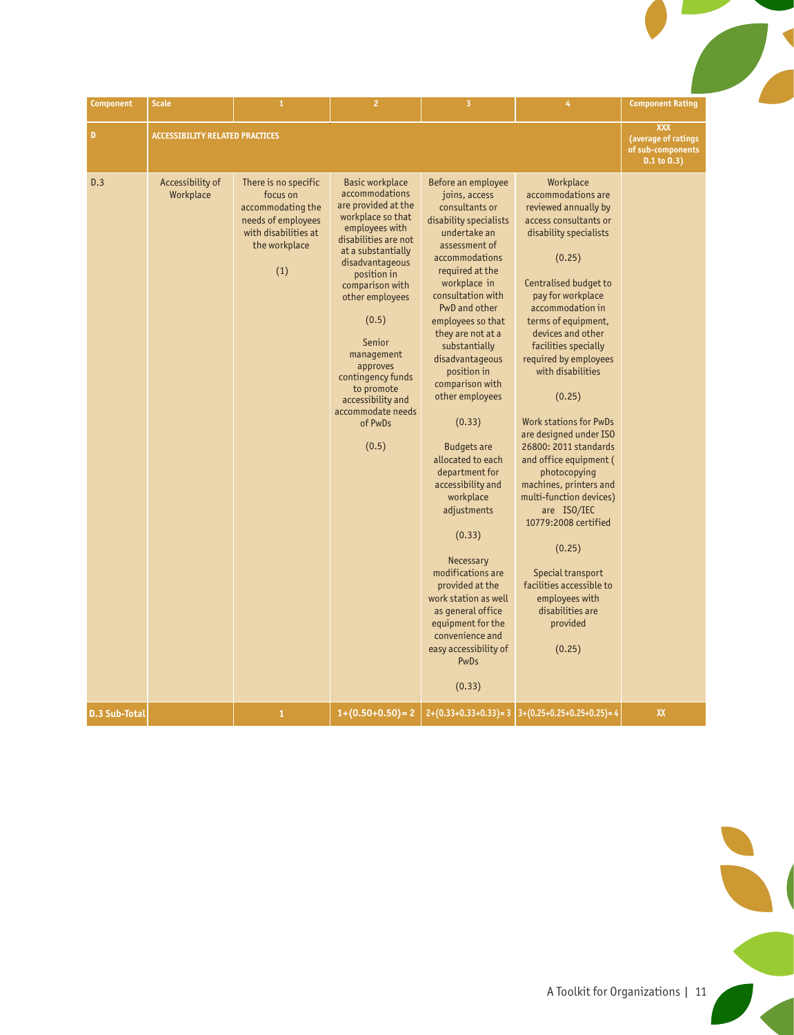| Component | Scale | 1 | 2 | 3 | 4 | Component Rating |
|---|---|---|---|---|---|---|
| D | ACCESSIBILITY RELATED PRACTICES | | | | | XXX (average of ratings of sub-components D.1 to D.3) |
| D.3 | Accessibility of Workplace | There is no specific focus on accommodating the needs of employees with disabilities at the workplace (1) | Basic workplace accommodations are provided at the workplace so that employees with disabilities are not at a substantially disadvantageous position in comparison with other employees (0.5) Senior management approves contingency funds to promote accessibility and accommodate needs of PwDs (0.5) | Before an employee joins, access consultants or disability specialists undertake an assessment of accommodations required at the workplace in consultation with PwD and other employees so that they are not at a substantially disadvantageous position in comparison with other employees (0.33) Budgets are allocated to each department for accessibility and workplace adjustments (0.33) Necessary modifications are provided at the work station as well as general office equipment for the convenience and easy accessibility of PwDs (0.33) | Workplace accommodations are reviewed annually by access consultants or disability specialists (0.25) Centralised budget to pay for workplace accommodation in terms of equipment, devices and other facilities specially required by employees with disabilities (0.25) Work stations for PwDs are designed under ISO 26800: 2011 standards and office equipment ( photocopying machines, printers and multi-function devices) are ISO/IEC 10779:2008 certified (0.25) Special transport facilities accessible to employees with disabilities are provided (0.25) | |
| D.3 Sub-Total | | 1 | 1+(0.50+0.50)= 2 | 2+(0.33+0.33+0.33)= 3 | 3+(0.25+0.25+0.25+0.25)= 4 | XX |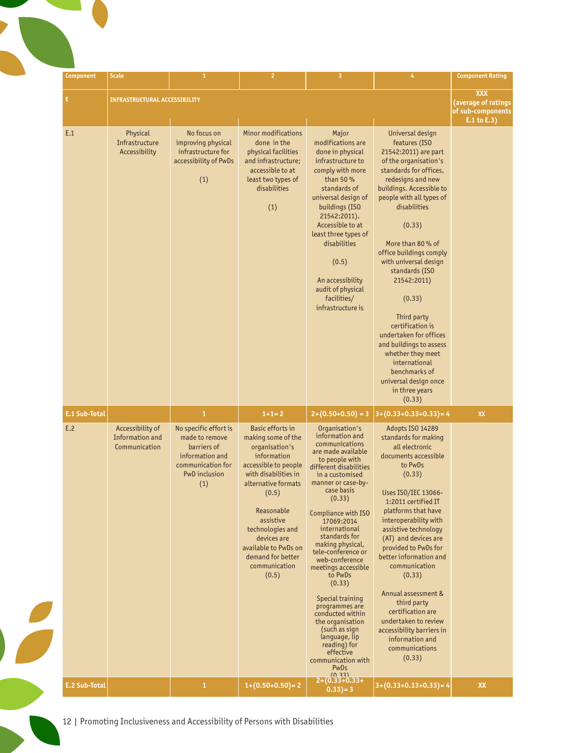| Component | Scale | 1 | 2 | 3 | 4 | Component Rating |
|---|---|---|---|---|---|---|
| E | INFRASTRUCTURAL ACCESSIBILITY | | | | | XXX (average of ratings of sub-components E.1 to E.3) |
| E.1 | Physical Infrastructure Accessibility | No focus on improving physical infrastructure for accessibility of PwDs (1) | Minor modifications done in the physical facilities and infrastructure; accessible to at least two types of disabilities (1) | Major modifications are done in physical infrastructure to comply with more than 50 % standards of universal design of buildings (ISO 21542:2011). Accessible to at least three types of disabilities (0.5) An accessibility audit of physical facilities/ infrastructure is | Universal design features (ISO 21542:2011) are part of the organisation's standards for offices, redesigns and new buildings. Accessible to people with all types of disabilities (0.33) More than 80 % of office buildings comply with universal design standards (ISO 21542:2011) (0.33) Third party certification is undertaken for offices and buildings to assess whether they meet international benchmarks of universal design once in three years (0.33) | |
| E.1 Sub-Total | | 1 | 1+1= 2 | 2+(0.50+0.50) = 3 | 3+(0.33+0.33+0.33)= 4 | XX |
| E.2 | Accessibility of Information and Communication | No specific effort is made to remove barriers of information and communication for PwD inclusion (1) | Basic efforts in making some of the organisation's information accessible to people with disabilities in alternative formats (0.5) Reasonable assistive technologies and devices are available to PwDs on demand for better communication (0.5) | Organisation's information and communications are made available to people with different disabilities in a customised manner or case-by-case basis (0.33) Compliance with ISO 17069:2014 international standards for making physical, tele-conference or web-conference meetings accessible to PwDs (0.33) Special training programmes are conducted within the organisation (such as sign language, lip reading) for effective communication with PwDs (0.33) | Adopts ISO 14289 standards for making all electronic documents accessible to PwDs (0.33) Uses ISO/IEC 13066-1:2011 certified IT platforms that have interoperability with assistive technology (AT) and devices are provided to PwDs for better information and communication (0.33) Annual assessment & third party certification are undertaken to review accessibility barriers in information and communications (0.33) | |
| E.2 Sub-Total | | 1 | 1+(0.50+0.50)= 2 | 2+(0.33+0.33+ 0.33)= 3 | 3+(0.33+0.33+0.33)= 4 | XX |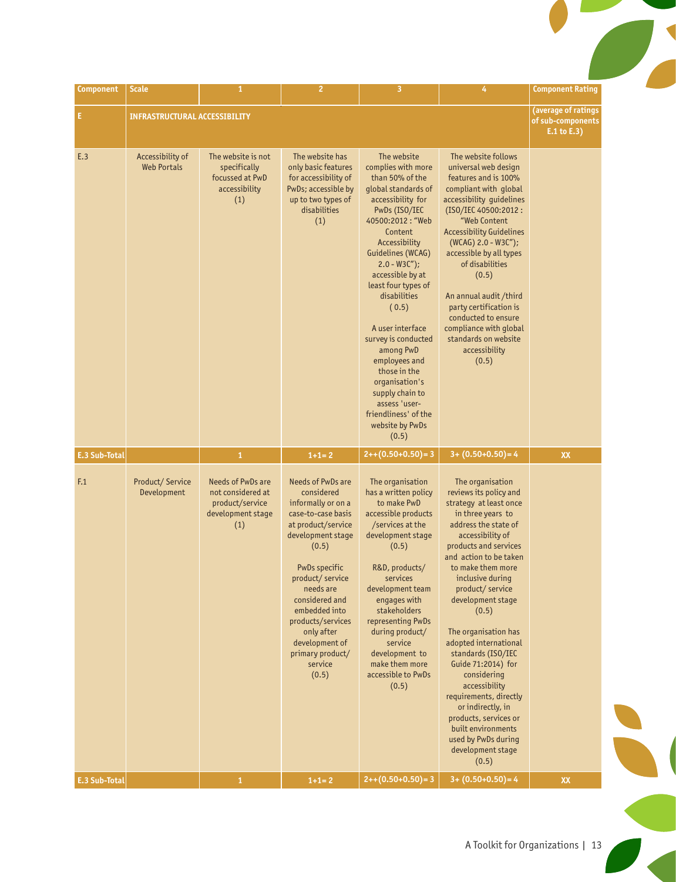| Component | Scale | 1 | 2 | 3 | 4 | Component Rating |
|---|---|---|---|---|---|---|
| E | INFRASTRUCTURAL ACCESSIBILITY | | | | | (average of ratings of sub-components E.1 to E.3) |
| E.3 | Accessibility of Web Portals | The website is not specifically focussed at PwD accessibility (1) | The website has only basic features for accessibility of PwDs; accessible by up to two types of disabilities (1) | The website complies with more than 50% of the global standards of accessibility for PwDs (ISO/IEC 40500:2012 : "Web Content Accessibility Guidelines (WCAG) 2.0 - W3C"); accessible by at least four types of disabilities ( 0.5)<br><br>A user interface survey is conducted among PwD employees and those in the organisation's supply chain to assess 'user-friendliness' of the website by PwDs (0.5) | The website follows universal web design features and is 100% compliant with global accessibility guidelines (ISO/IEC 40500:2012 : "Web Content Accessibility Guidelines (WCAG) 2.0 - W3C"); accessible by all types of disabilities (0.5)<br><br>An annual audit /third party certification is conducted to ensure compliance with global standards on website accessibility (0.5) | |
| E.3 Sub-Total | | 1 | 1+1= 2 | 2++(0.50+0.50)= 3 | 3+ (0.50+0.50)= 4 | XX |
| F.1 | Product/ Service Development | Needs of PwDs are not considered at product/service development stage (1) | Needs of PwDs are considered informally or on a case-to-case basis at product/service development stage (0.5)<br><br>PwDs specific product/ service needs are considered and embedded into products/services only after development of primary product/ service (0.5) | The organisation has a written policy to make PwD accessible products /services at the development stage (0.5)<br><br>R&D, products/ services development team engages with stakeholders representing PwDs during product/ service development to make them more accessible to PwDs (0.5) | The organisation reviews its policy and strategy at least once in three years to address the state of accessibility of products and services and action to be taken to make them more inclusive during product/ service development stage (0.5)<br><br>The organisation has adopted international standards (ISO/IEC Guide 71:2014) for considering accessibility requirements, directly or indirectly, in products, services or built environments used by PwDs during development stage (0.5) | |
| E.3 Sub-Total | | 1 | 1+1= 2 | 2++(0.50+0.50)= 3 | 3+ (0.50+0.50)= 4 | XX |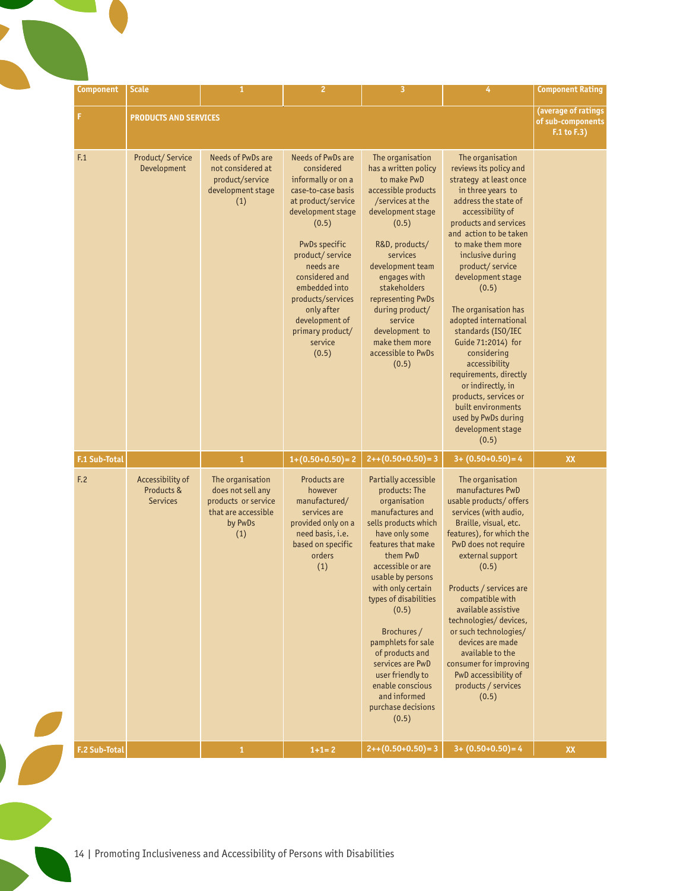| Component | Scale | 1 | 2 | 3 | 4 | Component Rating |
|---|---|---|---|---|---|---|
| F | PRODUCTS AND SERVICES | | | | | (average of ratings of sub-components F.1 to F.3) |
| F.1 | Product/ Service Development | Needs of PwDs are not considered at product/service development stage (1) | Needs of PwDs are considered informally or on a case-to-case basis at product/service development stage (0.5)<br><br>PwDs specific product/ service needs are considered and embedded into products/services only after development of primary product/ service (0.5) | The organisation has a written policy to make PwD accessible products /services at the development stage (0.5)<br><br>R&D, products/ services development team engages with stakeholders representing PwDs during product/ service development to make them more accessible to PwDs (0.5) | The organisation reviews its policy and strategy at least once in three years to address the state of accessibility of products and services and action to be taken to make them more inclusive during product/ service development stage (0.5)<br><br>The organisation has adopted international standards (ISO/IEC Guide 71:2014) for considering accessibility requirements, directly or indirectly, in products, services or built environments used by PwDs during development stage (0.5) | |
| F.1 Sub-Total | | 1 | 1+(0.50+0.50)= 2 | 2++(0.50+0.50)= 3 | 3+ (0.50+0.50)= 4 | XX |
| F.2 | Accessibility of Products & Services | The organisation does not sell any products or service that are accessible by PwDs (1) | Products are however manufactured/ services are provided only on a need basis, i.e. based on specific orders (1) | Partially accessible products: The organisation manufactures and sells products which have only some features that make them PwD accessible or are usable by persons with only certain types of disabilities (0.5)<br><br>Brochures / pamphlets for sale of products and services are PwD user friendly to enable conscious and informed purchase decisions (0.5) | The organisation manufactures PwD usable products/ offers services (with audio, Braille, visual, etc. features), for which the PwD does not require external support (0.5)<br><br>Products / services are compatible with available assistive technologies/ devices, or such technologies/ devices are made available to the consumer for improving PwD accessibility of products / services (0.5) | |
| F.2 Sub-Total | | 1 | 1+1= 2 | 2++(0.50+0.50)= 3 | 3+ (0.50+0.50)= 4 | XX |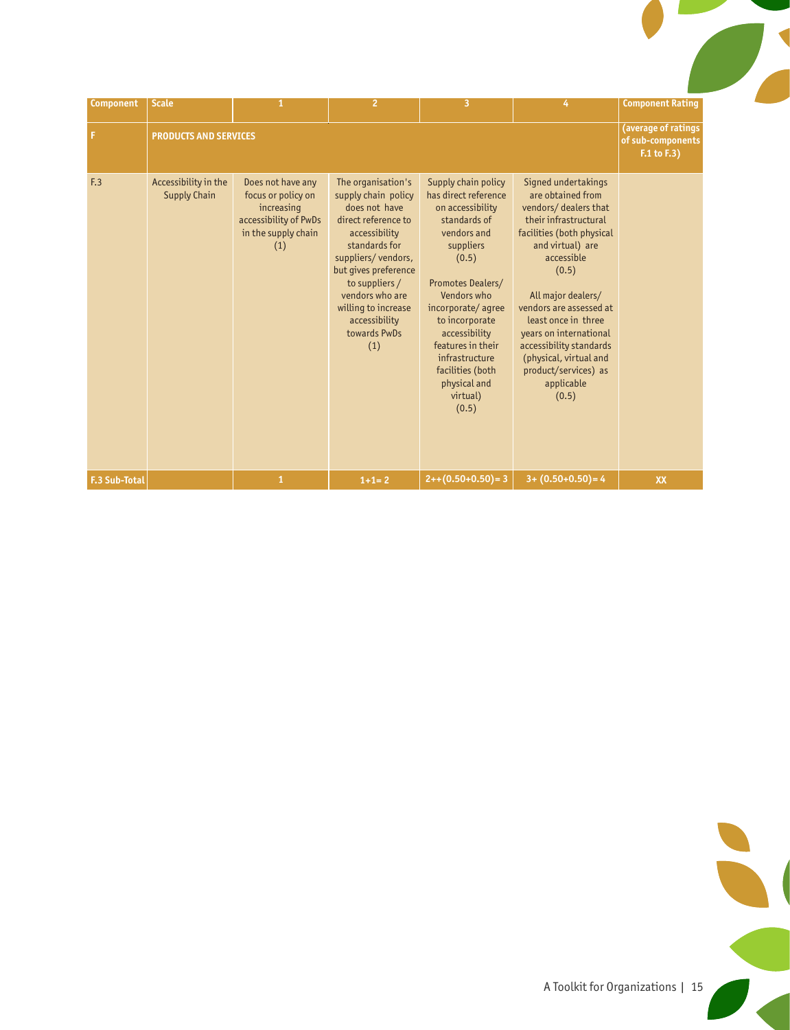| Component | Scale | 1 | 2 | 3 | 4 | Component Rating |
|---|---|---|---|---|---|---|
| F | PRODUCTS AND SERVICES | | | | | (average of ratings of sub-components F.1 to F.3) |
| F.3 | Accessibility in the Supply Chain | Does not have any focus or policy on increasing accessibility of PwDs in the supply chain (1) | The organisation's supply chain policy does not have direct reference to accessibility standards for suppliers/ vendors, but gives preference to suppliers / vendors who are willing to increase accessibility towards PwDs (1) | Supply chain policy has direct reference on accessibility standards of vendors and suppliers (0.5)<br><br>Promotes Dealers/ Vendors who incorporate/ agree to incorporate accessibility features in their infrastructure facilities (both physical and virtual) (0.5) | Signed undertakings are obtained from vendors/ dealers that their infrastructural facilities (both physical and virtual) are accessible (0.5)<br><br>All major dealers/ vendors are assessed at least once in three years on international accessibility standards (physical, virtual and product/services) as applicable (0.5) | |
| F.3 Sub-Total | | 1 | 1+1= 2 | 2++(0.50+0.50)= 3 | 3+ (0.50+0.50)= 4 | XX |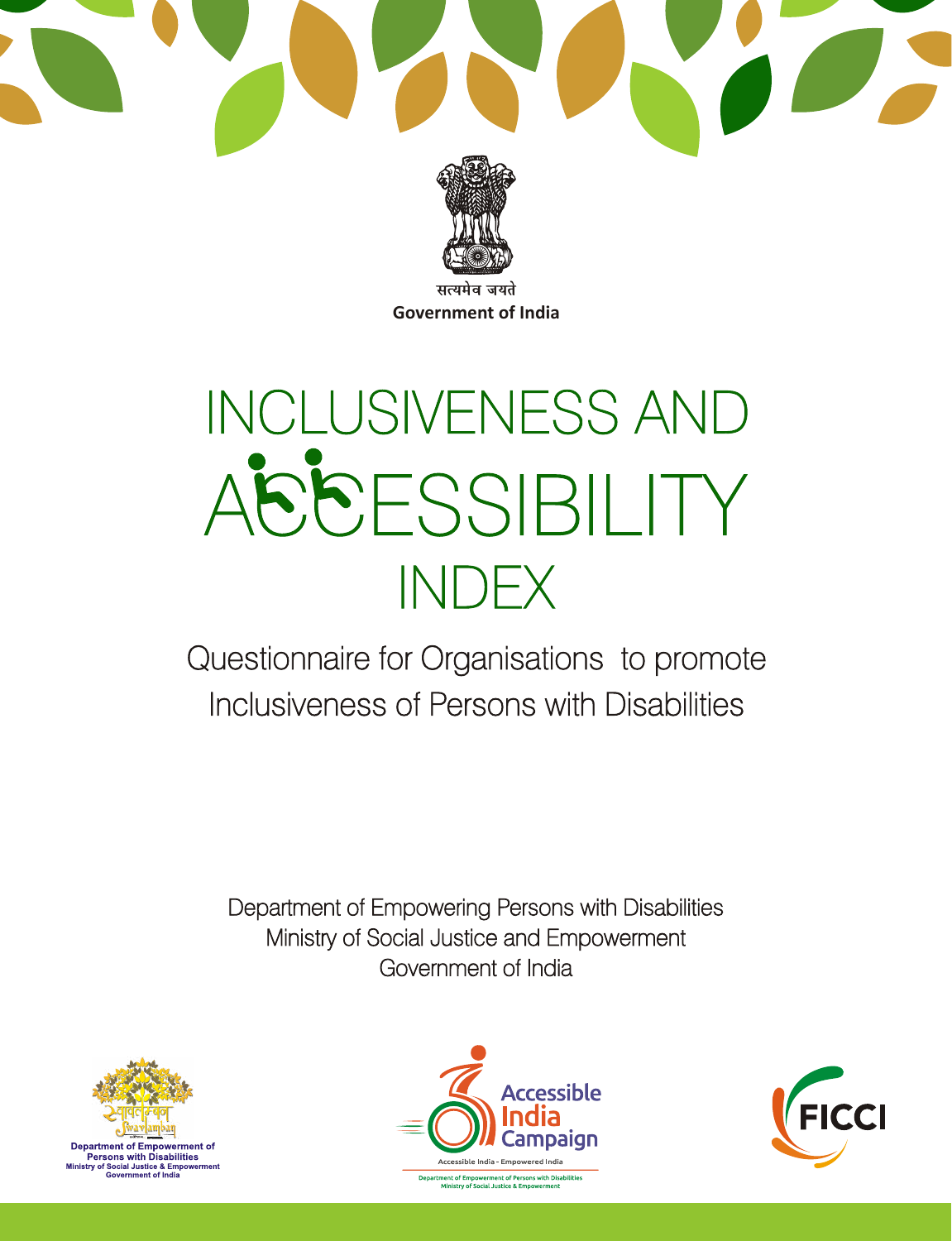Government of India

# INCLUSIVENESS AND ACCESSIBILITY INDEX

## Questionnaire for Organisations to promote Inclusiveness of Persons with Disabilities

Department of Empowering Persons with Disabilities
Ministry of Social Justice and Empowerment
Government of India

Department of Empowerment of Persons with Disabilities
Ministry of Social Justice & Empowerment
Government of India

Accessible India Campaign
Accessible India - Empowered India
Department of Empowerment of Persons with Disabilities
Ministry of Social Justice & Empowerment

FICCI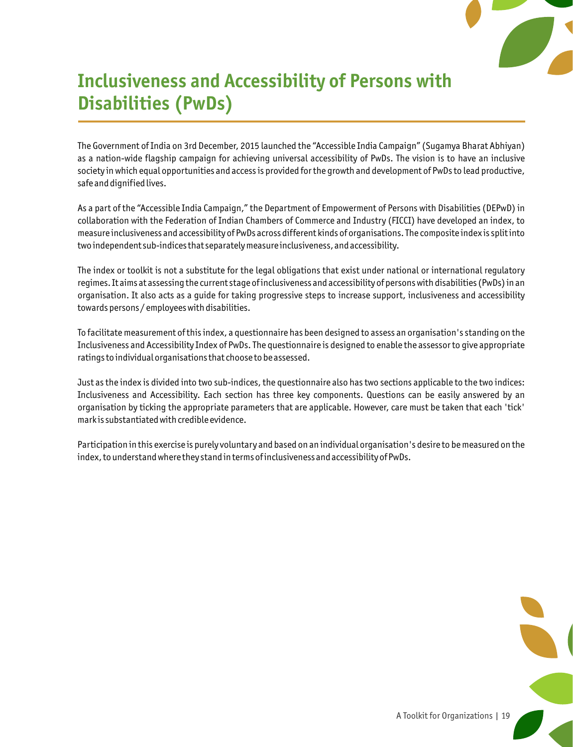# Inclusiveness and Accessibility of Persons with Disabilities (PwDs)

The Government of India on 3rd December, 2015 launched the "Accessible India Campaign" (Sugamya Bharat Abhiyan) as a nation-wide flagship campaign for achieving universal accessibility of PwDs. The vision is to have an inclusive society in which equal opportunities and access is provided for the growth and development of PwDs to lead productive, safe and dignified lives.

As a part of the "Accessible India Campaign," the Department of Empowerment of Persons with Disabilities (DEPwD) in collaboration with the Federation of Indian Chambers of Commerce and Industry (FICCI) have developed an index, to measure inclusiveness and accessibility of PwDs across different kinds of organisations. The composite index is split into two independent sub-indices that separately measure inclusiveness, and accessibility.

The index or toolkit is not a substitute for the legal obligations that exist under national or international regulatory regimes. It aims at assessing the current stage of inclusiveness and accessibility of persons with disabilities (PwDs) in an organisation. It also acts as a guide for taking progressive steps to increase support, inclusiveness and accessibility towards persons / employees with disabilities.

To facilitate measurement of this index, a questionnaire has been designed to assess an organisation's standing on the Inclusiveness and Accessibility Index of PwDs. The questionnaire is designed to enable the assessor to give appropriate ratings to individual organisations that choose to be assessed.

Just as the index is divided into two sub-indices, the questionnaire also has two sections applicable to the two indices: Inclusiveness and Accessibility. Each section has three key components. Questions can be easily answered by an organisation by ticking the appropriate parameters that are applicable. However, care must be taken that each 'tick' mark is substantiated with credible evidence.

Participation in this exercise is purely voluntary and based on an individual organisation's desire to be measured on the index, to understand where they stand in terms of inclusiveness and accessibility of PwDs.